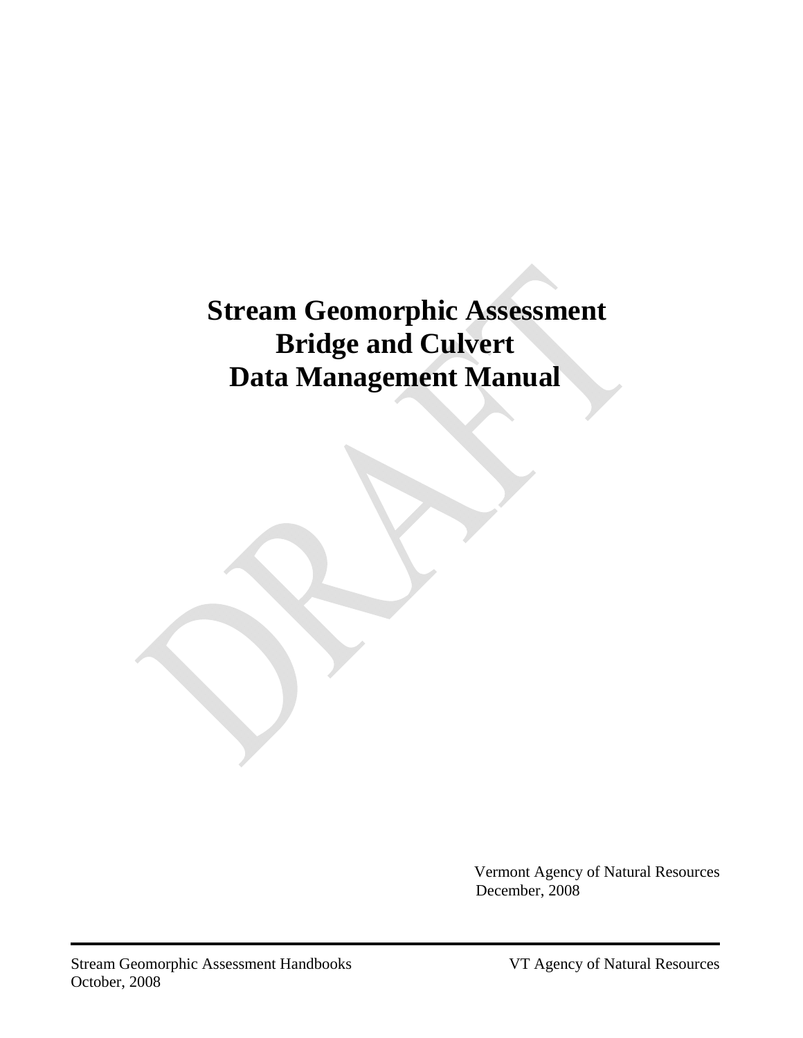# Stream Geomorphic Assessment
# Bridge and Culvert
# Data Management Manual

DRAFT

Vermont Agency of Natural Resources
December, 2008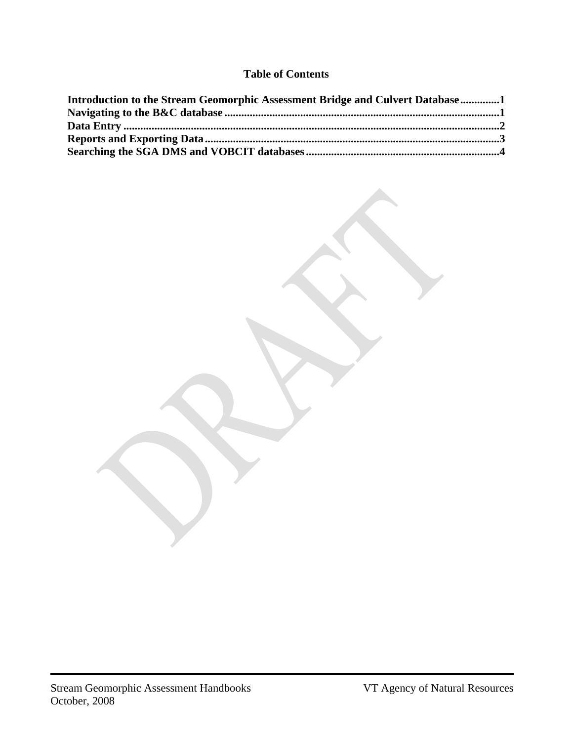**Table of Contents**

**Introduction to the Stream Geomorphic Assessment Bridge and Culvert Database..............1**
**Navigating to the B&C database.................................................................................................1**
**Data Entry....................................................................................................................................2**
**Reports and Exporting Data.........................................................................................................3**
**Searching the SGA DMS and VOBCIT databases....................................................................4**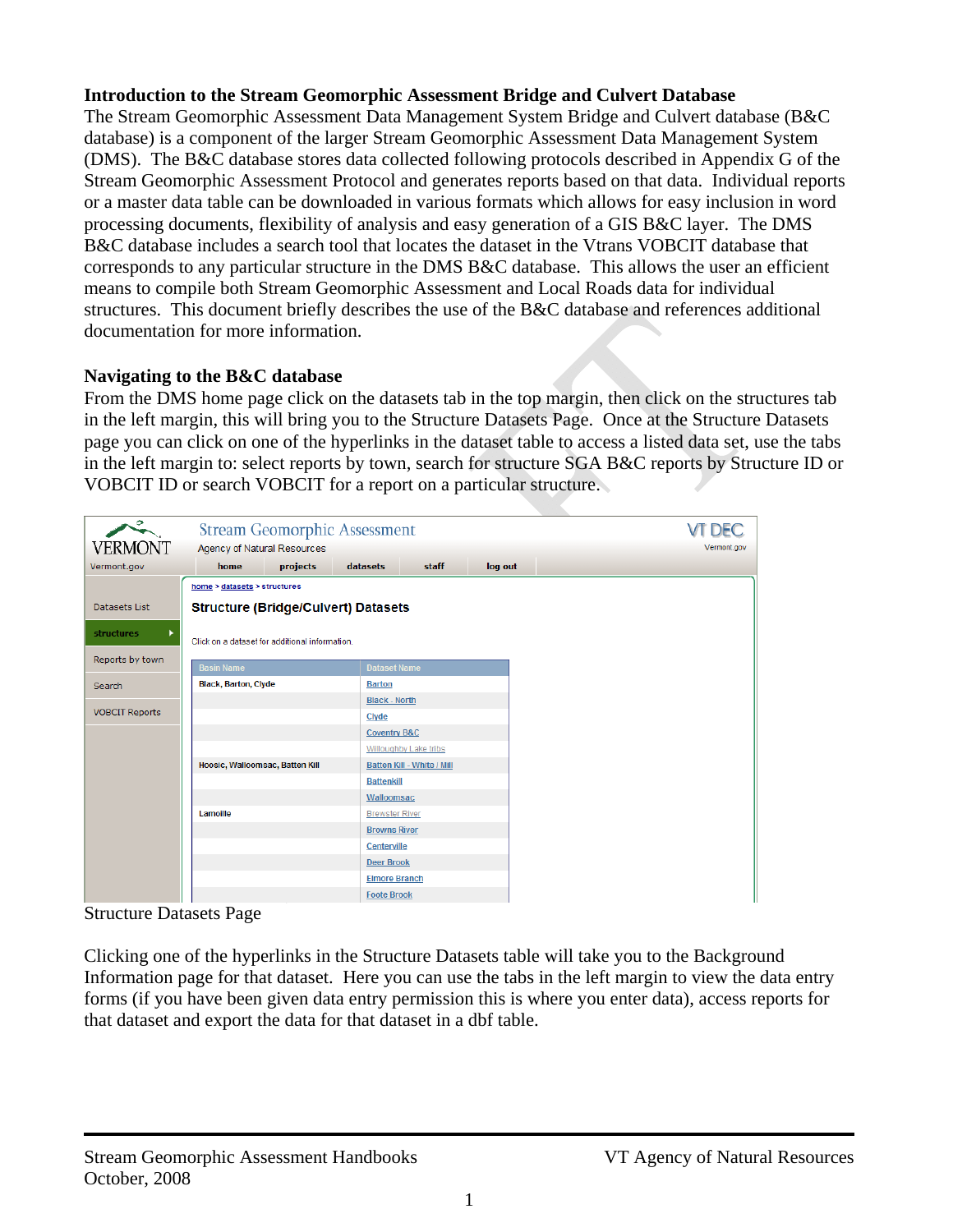## Introduction to the Stream Geomorphic Assessment Bridge and Culvert Database

The Stream Geomorphic Assessment Data Management System Bridge and Culvert database (B&C database) is a component of the larger Stream Geomorphic Assessment Data Management System (DMS). The B&C database stores data collected following protocols described in Appendix G of the Stream Geomorphic Assessment Protocol and generates reports based on that data. Individual reports or a master data table can be downloaded in various formats which allows for easy inclusion in word processing documents, flexibility of analysis and easy generation of a GIS B&C layer. The DMS B&C database includes a search tool that locates the dataset in the Vtrans VOBCIT database that corresponds to any particular structure in the DMS B&C database. This allows the user an efficient means to compile both Stream Geomorphic Assessment and Local Roads data for individual structures. This document briefly describes the use of the B&C database and references additional documentation for more information.

## Navigating to the B&C database

From the DMS home page click on the datasets tab in the top margin, then click on the structures tab in the left margin, this will bring you to the Structure Datasets Page. Once at the Structure Datasets page you can click on one of the hyperlinks in the dataset table to access a listed data set, use the tabs in the left margin to: select reports by town, search for structure SGA B&C reports by Structure ID or VOBCIT ID or search VOBCIT for a report on a particular structure.

Structure Datasets Page

Clicking one of the hyperlinks in the Structure Datasets table will take you to the Background Information page for that dataset. Here you can use the tabs in the left margin to view the data entry forms (if you have been given data entry permission this is where you enter data), access reports for that dataset and export the data for that dataset in a dbf table.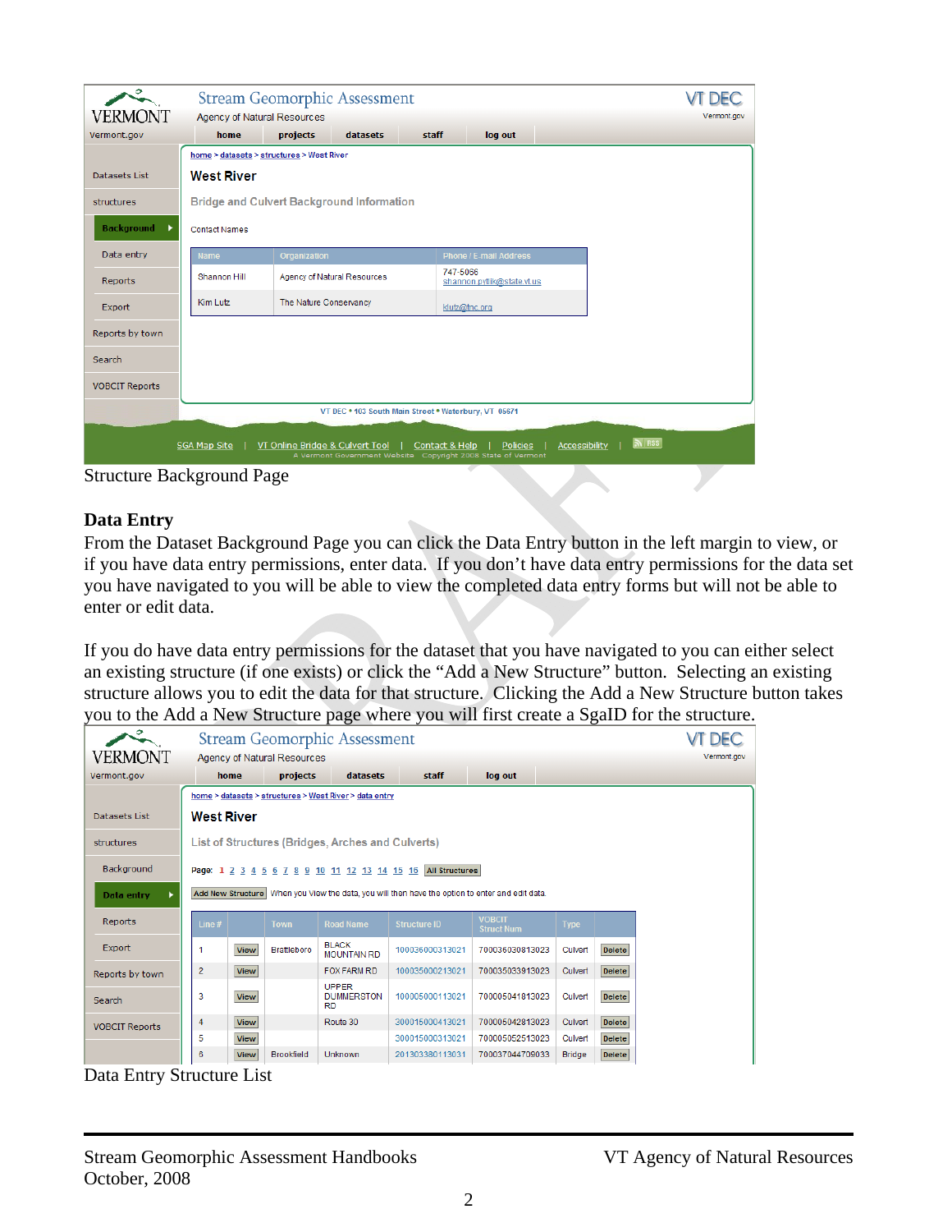Structure Background Page

## Data Entry

From the Dataset Background Page you can click the Data Entry button in the left margin to view, or if you have data entry permissions, enter data. If you don't have data entry permissions for the data set you have navigated to you will be able to view the completed data entry forms but will not be able to enter or edit data.

If you do have data entry permissions for the dataset that you have navigated to you can either select an existing structure (if one exists) or click the "Add a New Structure" button. Selecting an existing structure allows you to edit the data for that structure. Clicking the Add a New Structure button takes you to the Add a New Structure page where you will first create a SgaID for the structure.

Data Entry Structure List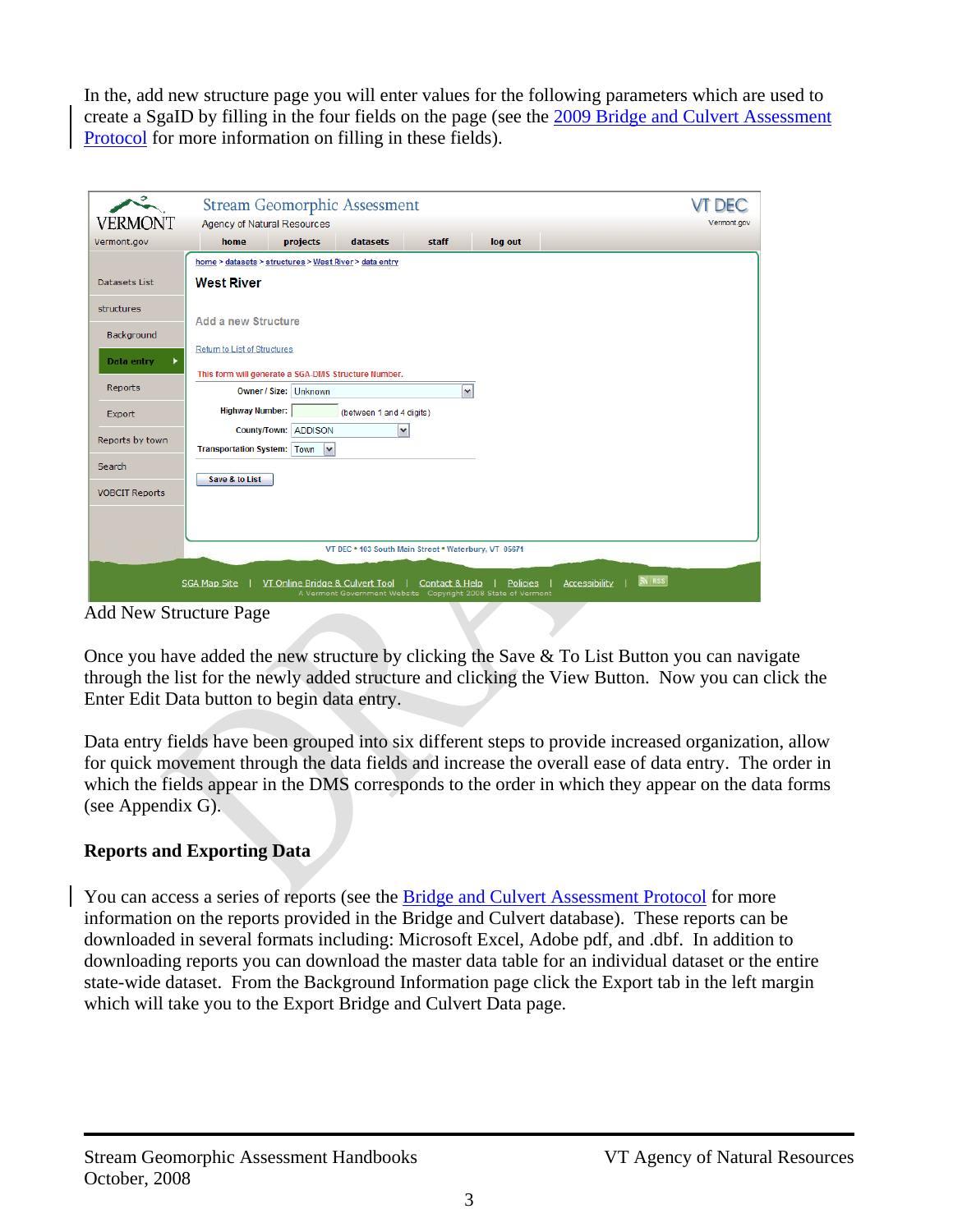In the, add new structure page you will enter values for the following parameters which are used to create a SgaID by filling in the four fields on the page (see the 2009 Bridge and Culvert Assessment Protocol for more information on filling in these fields).

Add New Structure Page

Once you have added the new structure by clicking the Save & To List Button you can navigate through the list for the newly added structure and clicking the View Button. Now you can click the Enter Edit Data button to begin data entry.

Data entry fields have been grouped into six different steps to provide increased organization, allow for quick movement through the data fields and increase the overall ease of data entry. The order in which the fields appear in the DMS corresponds to the order in which they appear on the data forms (see Appendix G).

## Reports and Exporting Data

You can access a series of reports (see the Bridge and Culvert Assessment Protocol for more information on the reports provided in the Bridge and Culvert database). These reports can be downloaded in several formats including: Microsoft Excel, Adobe pdf, and .dbf. In addition to downloading reports you can download the master data table for an individual dataset or the entire state-wide dataset. From the Background Information page click the Export tab in the left margin which will take you to the Export Bridge and Culvert Data page.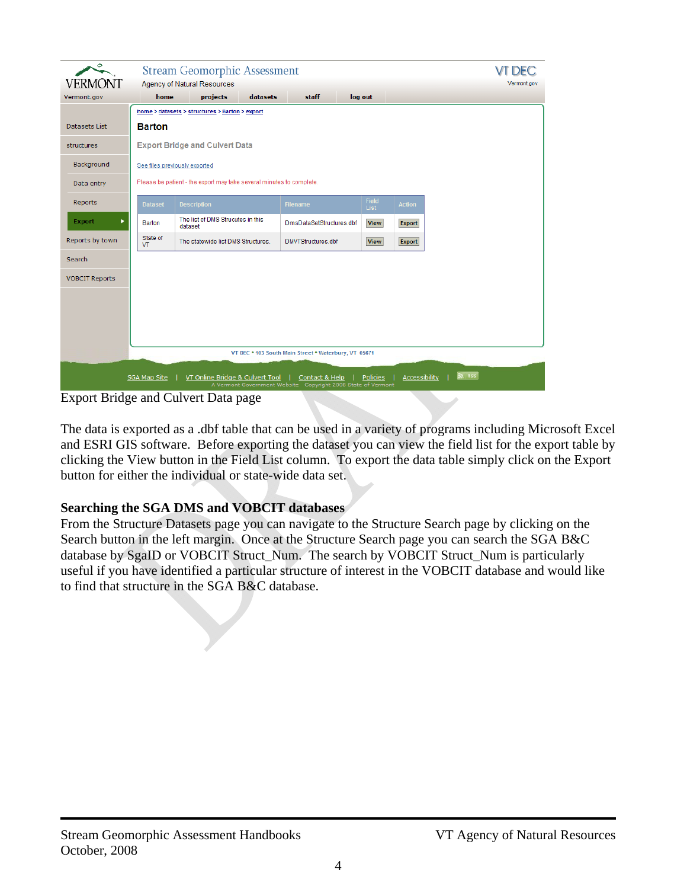Export Bridge and Culvert Data page

The data is exported as a .dbf table that can be used in a variety of programs including Microsoft Excel and ESRI GIS software. Before exporting the dataset you can view the field list for the export table by clicking the View button in the Field List column. To export the data table simply click on the Export button for either the individual or state-wide data set.

### Searching the SGA DMS and VOBCIT databases

From the Structure Datasets page you can navigate to the Structure Search page by clicking on the Search button in the left margin. Once at the Structure Search page you can search the SGA B&C database by SgaID or VOBCIT Struct_Num. The search by VOBCIT Struct_Num is particularly useful if you have identified a particular structure of interest in the VOBCIT database and would like to find that structure in the SGA B&C database.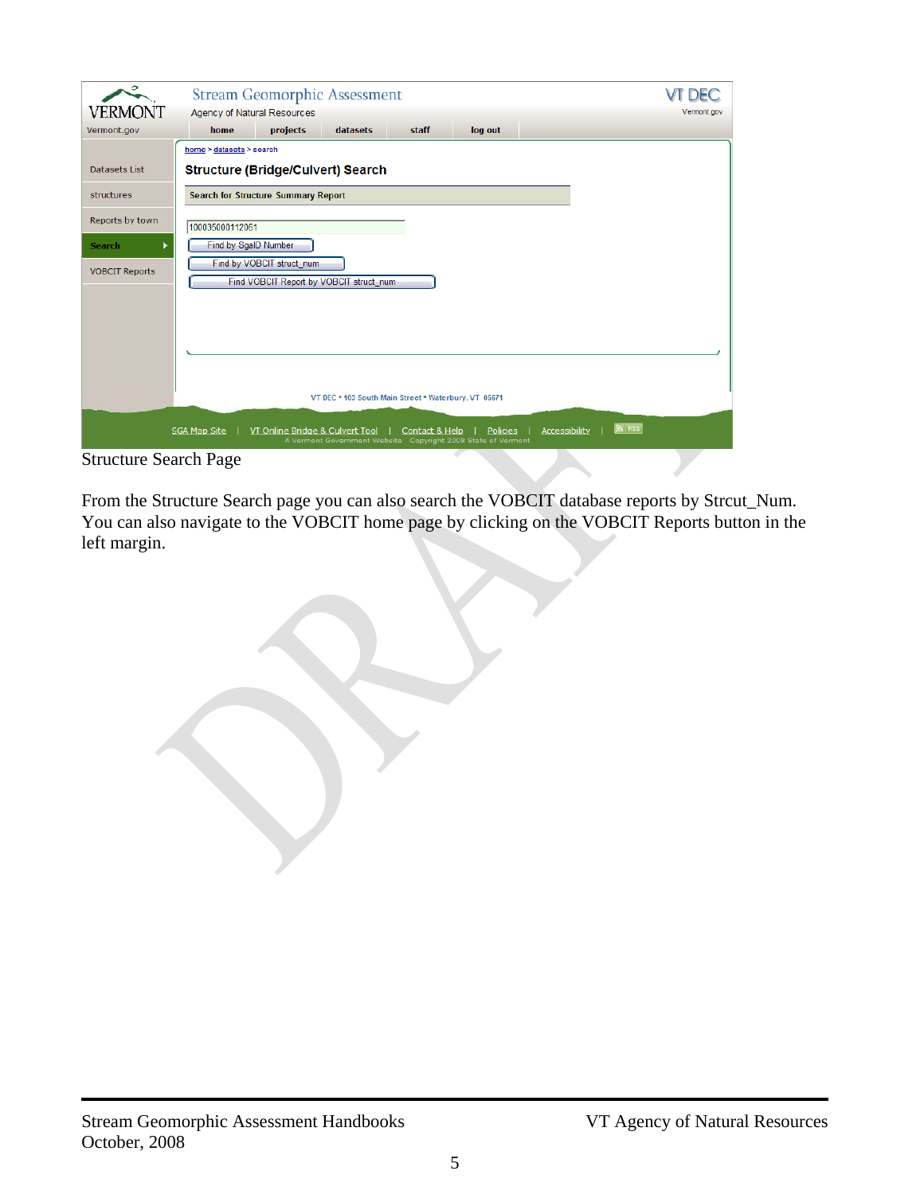Structure Search Page

From the Structure Search page you can also search the VOBCIT database reports by Strcut_Num. You can also navigate to the VOBCIT home page by clicking on the VOBCIT Reports button in the left margin.